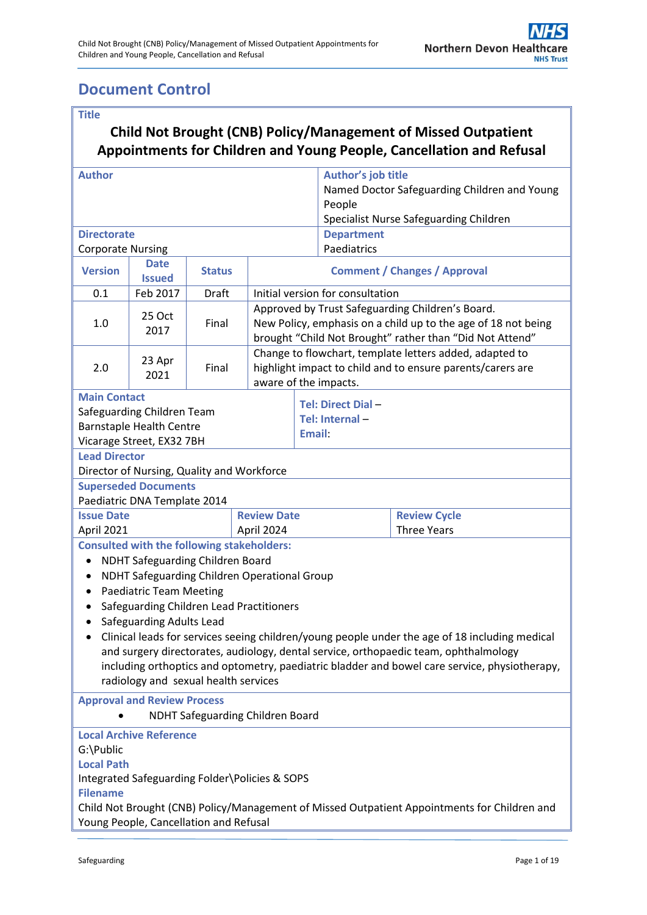# Document Control

| **Title** | | | | | |
|---|---|---|---|---|---|
| **Child Not Brought (CNB) Policy/Management of Missed Outpatient Appointments for Children and Young People, Cancellation and Refusal** | | | | | |
| **Author** | | | | **Author's job title**<br>Named Doctor Safeguarding Children and Young People<br>Specialist Nurse Safeguarding Children | |
| **Directorate**<br>Corporate Nursing | | | | **Department**<br>Paediatrics | |
| **Version** | **Date Issued** | **Status** | **Comment / Changes / Approval** | | |
| 0.1 | Feb 2017 | Draft | Initial version for consultation | | |
| 1.0 | 25 Oct 2017 | Final | Approved by Trust Safeguarding Children's Board.<br>New Policy, emphasis on a child up to the age of 18 not being brought "Child Not Brought" rather than "Did Not Attend" | | |
| 2.0 | 23 Apr 2021 | Final | Change to flowchart, template letters added, adapted to highlight impact to child and to ensure parents/carers are aware of the impacts. | | |
| **Main Contact**<br>Safeguarding Children Team<br>Barnstaple Health Centre<br>Vicarage Street, EX32 7BH | | | **Tel: Direct Dial** –<br>**Tel: Internal** –<br>**Email**: | | |
| **Lead Director**<br>Director of Nursing, Quality and Workforce | | | | | |
| **Superseded Documents**<br>Paediatric DNA Template 2014 | | | | | |
| **Issue Date**<br>April 2021 | | **Review Date**<br>April 2024 | | | **Review Cycle**<br>Three Years |

**Consulted with the following stakeholders:**

- NDHT Safeguarding Children Board
- NDHT Safeguarding Children Operational Group
- Paediatric Team Meeting
- Safeguarding Children Lead Practitioners
- Safeguarding Adults Lead
- Clinical leads for services seeing children/young people under the age of 18 including medical and surgery directorates, audiology, dental service, orthopaedic team, ophthalmology including orthoptics and optometry, paediatric bladder and bowel care service, physiotherapy, radiology and sexual health services

**Approval and Review Process**

- NDHT Safeguarding Children Board

**Local Archive Reference**
G:\Public

**Local Path**
Integrated Safeguarding Folder\Policies & SOPS

**Filename**
Child Not Brought (CNB) Policy/Management of Missed Outpatient Appointments for Children and Young People, Cancellation and Refusal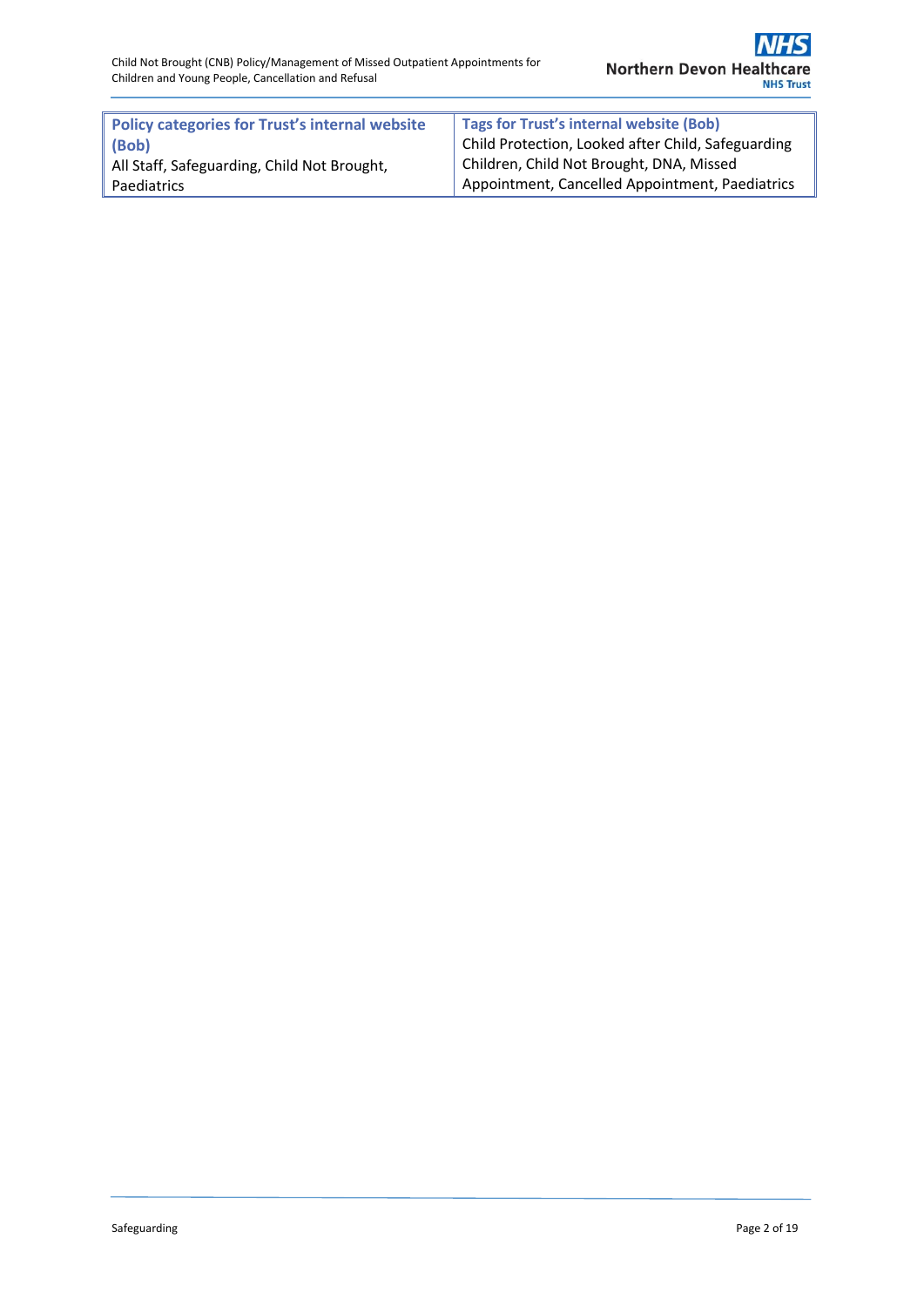| Policy categories for Trust's internal website (Bob) | Tags for Trust's internal website (Bob) |
| --- | --- |
| All Staff, Safeguarding, Child Not Brought, Paediatrics | Child Protection, Looked after Child, Safeguarding Children, Child Not Brought, DNA, Missed Appointment, Cancelled Appointment, Paediatrics |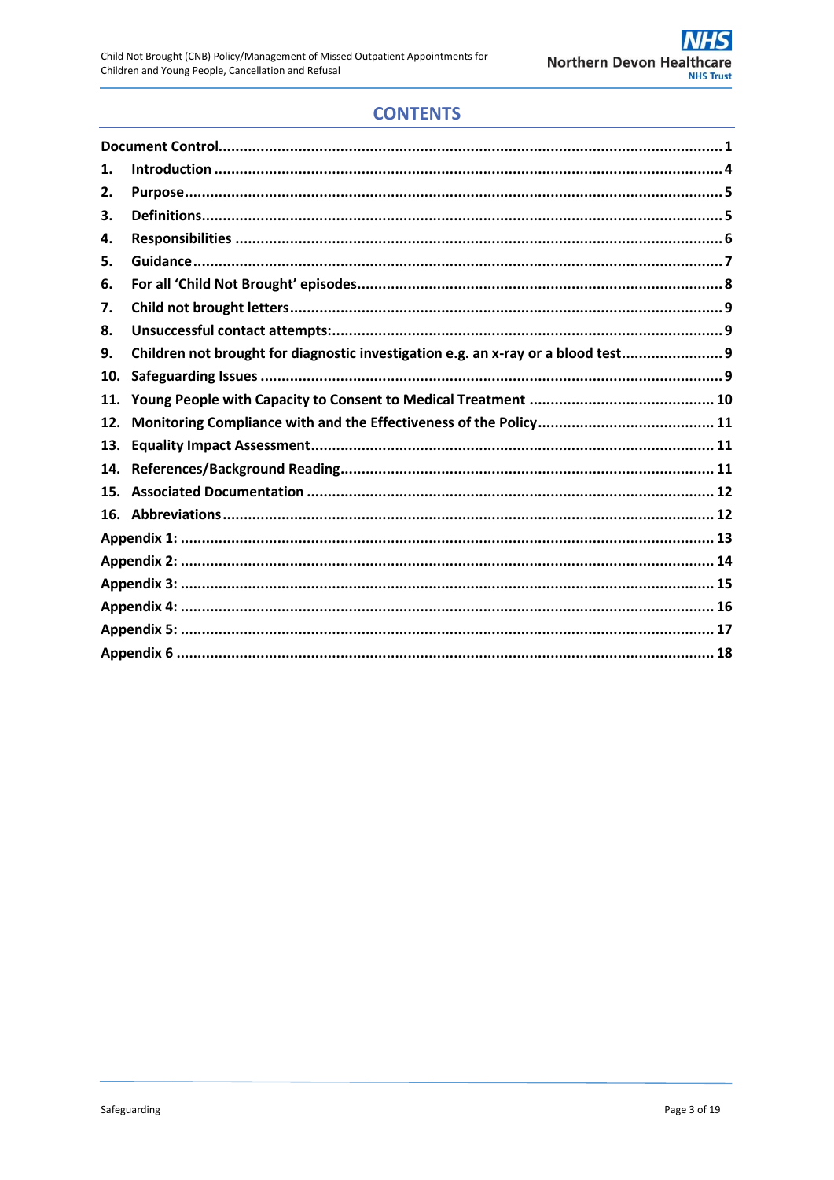## CONTENTS

| | | |
|---|---|---|
| Document Control | | 1 |
| 1. | Introduction | 4 |
| 2. | Purpose | 5 |
| 3. | Definitions | 5 |
| 4. | Responsibilities | 6 |
| 5. | Guidance | 7 |
| 6. | For all 'Child Not Brought' episodes | 8 |
| 7. | Child not brought letters | 9 |
| 8. | Unsuccessful contact attempts: | 9 |
| 9. | Children not brought for diagnostic investigation e.g. an x-ray or a blood test | 9 |
| 10. | Safeguarding Issues | 9 |
| 11. | Young People with Capacity to Consent to Medical Treatment | 10 |
| 12. | Monitoring Compliance with and the Effectiveness of the Policy | 11 |
| 13. | Equality Impact Assessment | 11 |
| 14. | References/Background Reading | 11 |
| 15. | Associated Documentation | 12 |
| 16. | Abbreviations | 12 |
| Appendix 1: | | 13 |
| Appendix 2: | | 14 |
| Appendix 3: | | 15 |
| Appendix 4: | | 16 |
| Appendix 5: | | 17 |
| Appendix 6 | | 18 |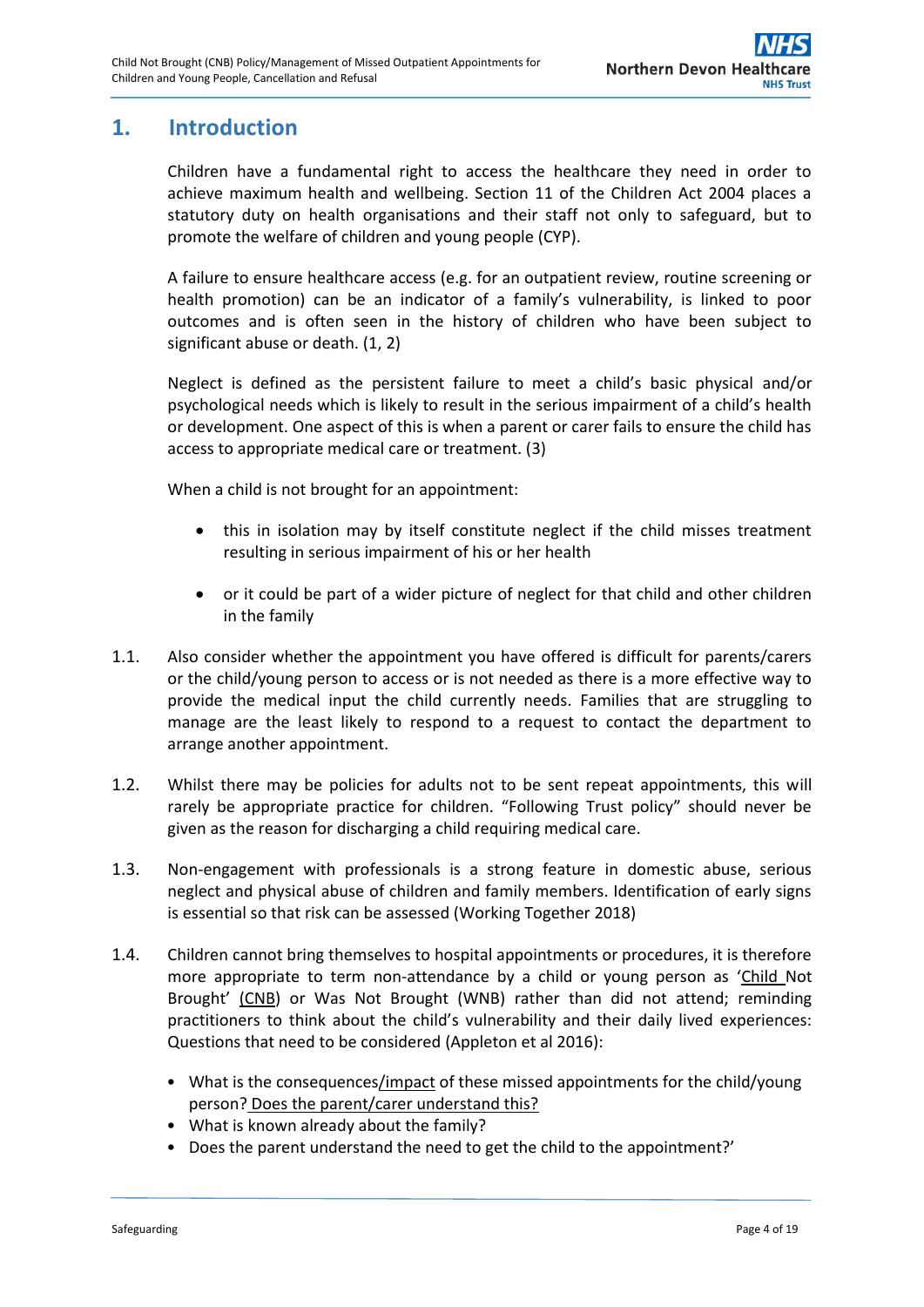## 1. Introduction

Children have a fundamental right to access the healthcare they need in order to achieve maximum health and wellbeing. Section 11 of the Children Act 2004 places a statutory duty on health organisations and their staff not only to safeguard, but to promote the welfare of children and young people (CYP).

A failure to ensure healthcare access (e.g. for an outpatient review, routine screening or health promotion) can be an indicator of a family's vulnerability, is linked to poor outcomes and is often seen in the history of children who have been subject to significant abuse or death. (1, 2)

Neglect is defined as the persistent failure to meet a child's basic physical and/or psychological needs which is likely to result in the serious impairment of a child's health or development. One aspect of this is when a parent or carer fails to ensure the child has access to appropriate medical care or treatment. (3)

When a child is not brought for an appointment:

- this in isolation may by itself constitute neglect if the child misses treatment resulting in serious impairment of his or her health
- or it could be part of a wider picture of neglect for that child and other children in the family

1.1. Also consider whether the appointment you have offered is difficult for parents/carers or the child/young person to access or is not needed as there is a more effective way to provide the medical input the child currently needs. Families that are struggling to manage are the least likely to respond to a request to contact the department to arrange another appointment.

1.2. Whilst there may be policies for adults not to be sent repeat appointments, this will rarely be appropriate practice for children. "Following Trust policy" should never be given as the reason for discharging a child requiring medical care.

1.3. Non-engagement with professionals is a strong feature in domestic abuse, serious neglect and physical abuse of children and family members. Identification of early signs is essential so that risk can be assessed (Working Together 2018)

1.4. Children cannot bring themselves to hospital appointments or procedures, it is therefore more appropriate to term non-attendance by a child or young person as 'Child Not Brought' (CNB) or Was Not Brought (WNB) rather than did not attend; reminding practitioners to think about the child's vulnerability and their daily lived experiences: Questions that need to be considered (Appleton et al 2016):

- What is the consequences/impact of these missed appointments for the child/young person? Does the parent/carer understand this?
- What is known already about the family?
- Does the parent understand the need to get the child to the appointment?'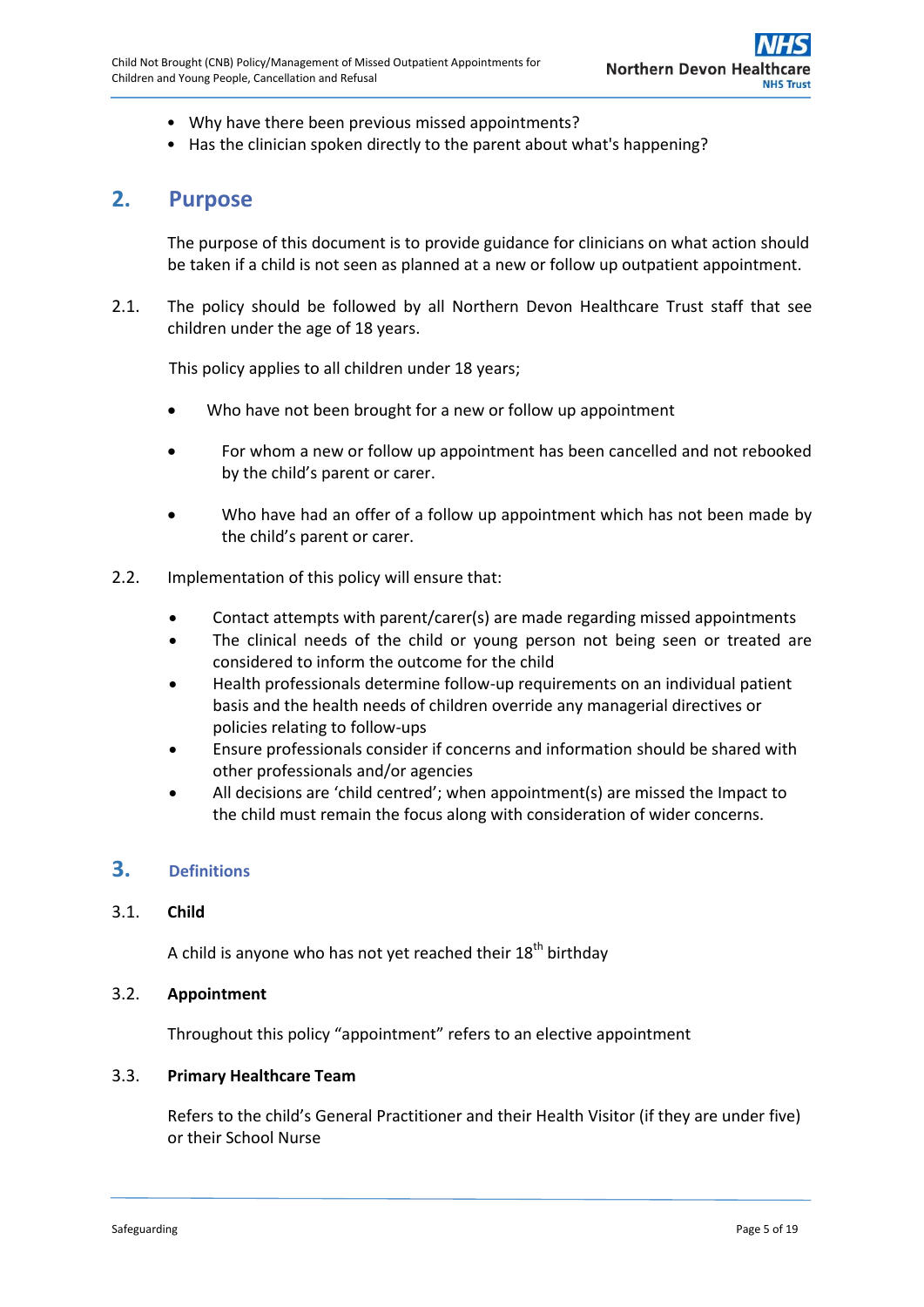- Why have there been previous missed appointments?
- Has the clinician spoken directly to the parent about what's happening?

## 2. Purpose

The purpose of this document is to provide guidance for clinicians on what action should be taken if a child is not seen as planned at a new or follow up outpatient appointment.

2.1. The policy should be followed by all Northern Devon Healthcare Trust staff that see children under the age of 18 years.

This policy applies to all children under 18 years;

- Who have not been brought for a new or follow up appointment
- For whom a new or follow up appointment has been cancelled and not rebooked by the child's parent or carer.
- Who have had an offer of a follow up appointment which has not been made by the child's parent or carer.

2.2. Implementation of this policy will ensure that:

- Contact attempts with parent/carer(s) are made regarding missed appointments
- The clinical needs of the child or young person not being seen or treated are considered to inform the outcome for the child
- Health professionals determine follow-up requirements on an individual patient basis and the health needs of children override any managerial directives or policies relating to follow-ups
- Ensure professionals consider if concerns and information should be shared with other professionals and/or agencies
- All decisions are 'child centred'; when appointment(s) are missed the Impact to the child must remain the focus along with consideration of wider concerns.

## 3. Definitions

### 3.1. Child

A child is anyone who has not yet reached their 18th birthday

### 3.2. Appointment

Throughout this policy "appointment" refers to an elective appointment

### 3.3. Primary Healthcare Team

Refers to the child's General Practitioner and their Health Visitor (if they are under five) or their School Nurse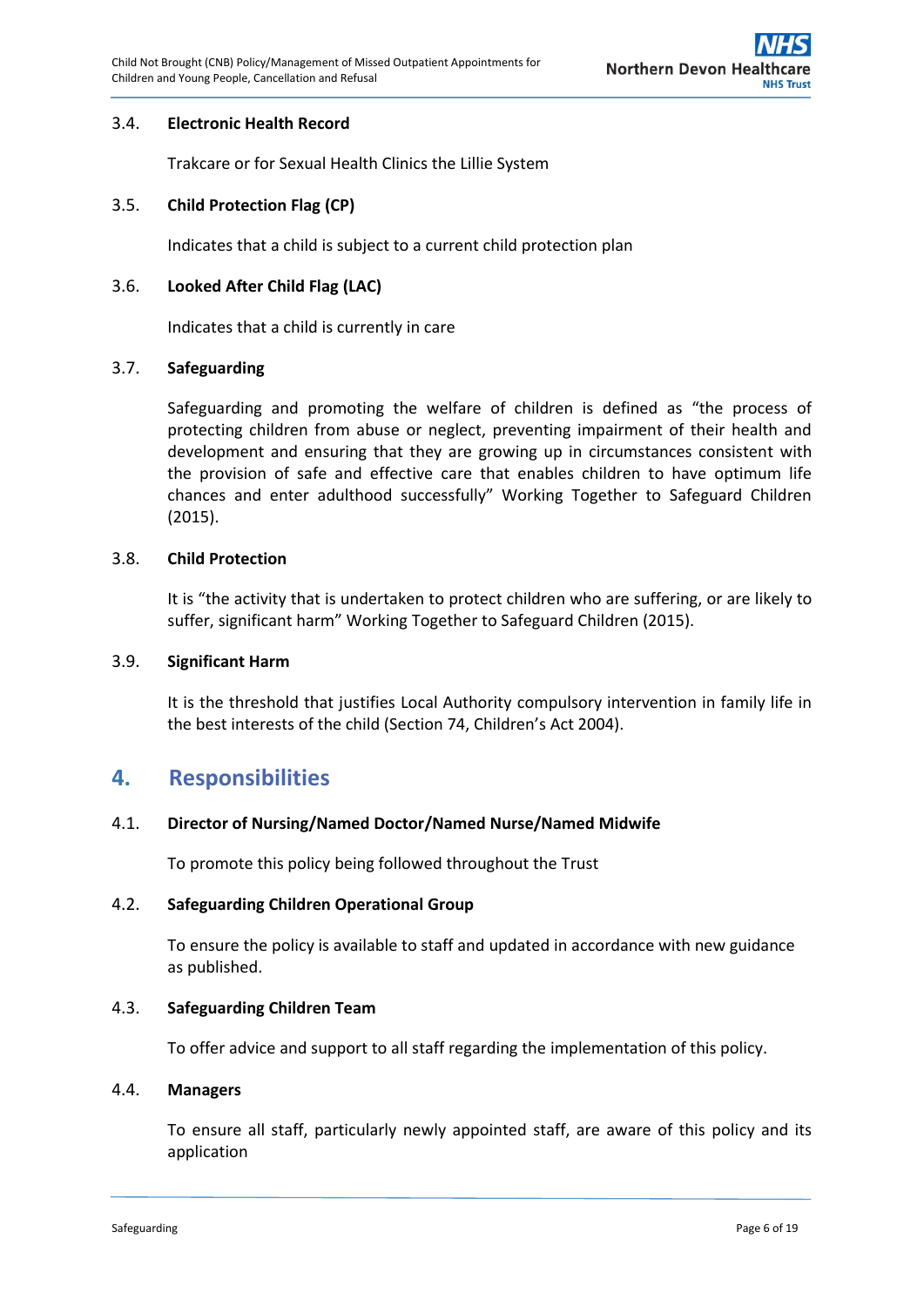### 3.4. Electronic Health Record

Trakcare or for Sexual Health Clinics the Lillie System

### 3.5. Child Protection Flag (CP)

Indicates that a child is subject to a current child protection plan

### 3.6. Looked After Child Flag (LAC)

Indicates that a child is currently in care

### 3.7. Safeguarding

Safeguarding and promoting the welfare of children is defined as "the process of protecting children from abuse or neglect, preventing impairment of their health and development and ensuring that they are growing up in circumstances consistent with the provision of safe and effective care that enables children to have optimum life chances and enter adulthood successfully" Working Together to Safeguard Children (2015).

### 3.8. Child Protection

It is "the activity that is undertaken to protect children who are suffering, or are likely to suffer, significant harm" Working Together to Safeguard Children (2015).

### 3.9. Significant Harm

It is the threshold that justifies Local Authority compulsory intervention in family life in the best interests of the child (Section 74, Children's Act 2004).

## 4. Responsibilities

### 4.1. Director of Nursing/Named Doctor/Named Nurse/Named Midwife

To promote this policy being followed throughout the Trust

### 4.2. Safeguarding Children Operational Group

To ensure the policy is available to staff and updated in accordance with new guidance as published.

### 4.3. Safeguarding Children Team

To offer advice and support to all staff regarding the implementation of this policy.

### 4.4. Managers

To ensure all staff, particularly newly appointed staff, are aware of this policy and its application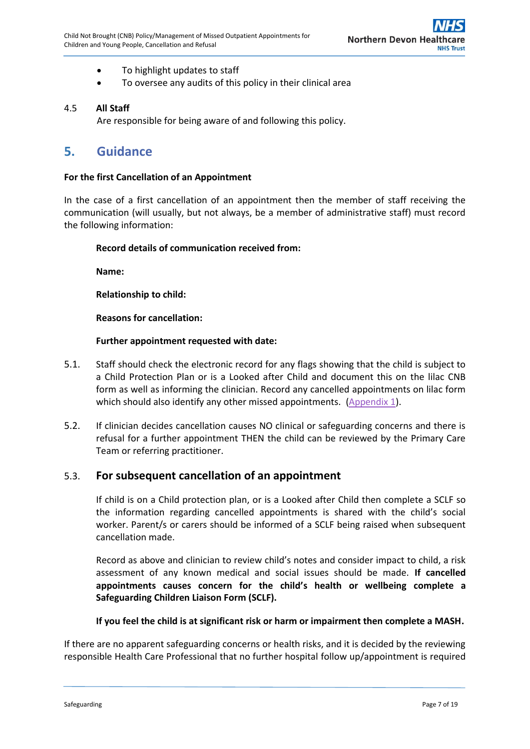- To highlight updates to staff
- To oversee any audits of this policy in their clinical area

4.5 **All Staff**

Are responsible for being aware of and following this policy.

## 5. Guidance

**For the first Cancellation of an Appointment**

In the case of a first cancellation of an appointment then the member of staff receiving the communication (will usually, but not always, be a member of administrative staff) must record the following information:

**Record details of communication received from:**

**Name:**

**Relationship to child:**

**Reasons for cancellation:**

**Further appointment requested with date:**

5.1. Staff should check the electronic record for any flags showing that the child is subject to a Child Protection Plan or is a Looked after Child and document this on the lilac CNB form as well as informing the clinician. Record any cancelled appointments on lilac form which should also identify any other missed appointments. (Appendix 1).

5.2. If clinician decides cancellation causes NO clinical or safeguarding concerns and there is refusal for a further appointment THEN the child can be reviewed by the Primary Care Team or referring practitioner.

### 5.3. For subsequent cancellation of an appointment

If child is on a Child protection plan, or is a Looked after Child then complete a SCLF so the information regarding cancelled appointments is shared with the child's social worker. Parent/s or carers should be informed of a SCLF being raised when subsequent cancellation made.

Record as above and clinician to review child's notes and consider impact to child, a risk assessment of any known medical and social issues should be made. **If cancelled appointments causes concern for the child's health or wellbeing complete a Safeguarding Children Liaison Form (SCLF).**

**If you feel the child is at significant risk or harm or impairment then complete a MASH.**

If there are no apparent safeguarding concerns or health risks, and it is decided by the reviewing responsible Health Care Professional that no further hospital follow up/appointment is required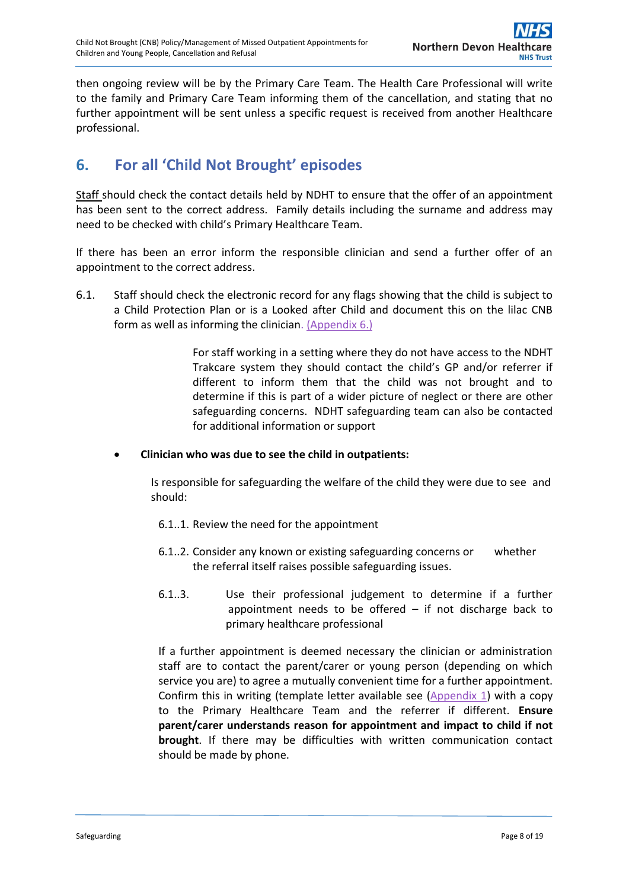then ongoing review will be by the Primary Care Team. The Health Care Professional will write to the family and Primary Care Team informing them of the cancellation, and stating that no further appointment will be sent unless a specific request is received from another Healthcare professional.

## 6. For all 'Child Not Brought' episodes

Staff should check the contact details held by NDHT to ensure that the offer of an appointment has been sent to the correct address. Family details including the surname and address may need to be checked with child's Primary Healthcare Team.

If there has been an error inform the responsible clinician and send a further offer of an appointment to the correct address.

6.1. Staff should check the electronic record for any flags showing that the child is subject to a Child Protection Plan or is a Looked after Child and document this on the lilac CNB form as well as informing the clinician. (Appendix 6.)

For staff working in a setting where they do not have access to the NDHT Trakcare system they should contact the child's GP and/or referrer if different to inform them that the child was not brought and to determine if this is part of a wider picture of neglect or there are other safeguarding concerns. NDHT safeguarding team can also be contacted for additional information or support

- **Clinician who was due to see the child in outpatients:**

  Is responsible for safeguarding the welfare of the child they were due to see and should:

  6.1..1. Review the need for the appointment

  6.1..2. Consider any known or existing safeguarding concerns or whether the referral itself raises possible safeguarding issues.

  6.1..3. Use their professional judgement to determine if a further appointment needs to be offered – if not discharge back to primary healthcare professional

  If a further appointment is deemed necessary the clinician or administration staff are to contact the parent/carer or young person (depending on which service you are) to agree a mutually convenient time for a further appointment. Confirm this in writing (template letter available see (Appendix 1) with a copy to the Primary Healthcare Team and the referrer if different. **Ensure parent/carer understands reason for appointment and impact to child if not brought**. If there may be difficulties with written communication contact should be made by phone.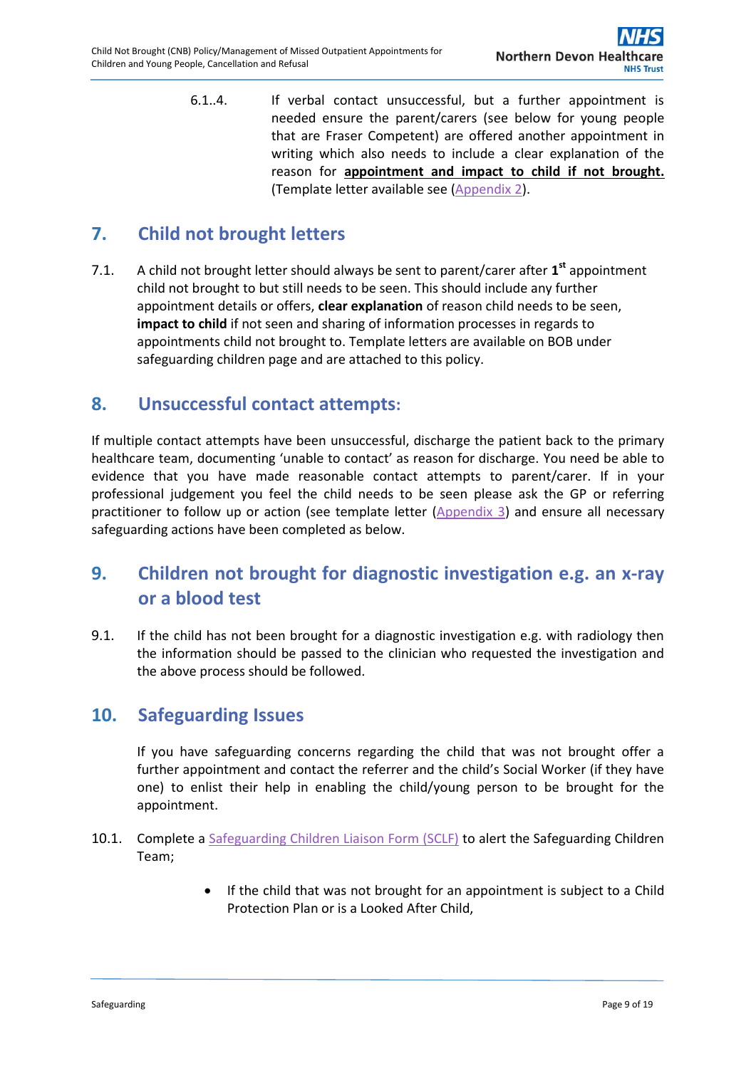6.1..4. If verbal contact unsuccessful, but a further appointment is needed ensure the parent/carers (see below for young people that are Fraser Competent) are offered another appointment in writing which also needs to include a clear explanation of the reason for **appointment and impact to child if not brought.** (Template letter available see (Appendix 2).

## 7. Child not brought letters

7.1. A child not brought letter should always be sent to parent/carer after **1st** appointment child not brought to but still needs to be seen. This should include any further appointment details or offers, **clear explanation** of reason child needs to be seen, **impact to child** if not seen and sharing of information processes in regards to appointments child not brought to. Template letters are available on BOB under safeguarding children page and are attached to this policy.

## 8. Unsuccessful contact attempts:

If multiple contact attempts have been unsuccessful, discharge the patient back to the primary healthcare team, documenting 'unable to contact' as reason for discharge. You need be able to evidence that you have made reasonable contact attempts to parent/carer. If in your professional judgement you feel the child needs to be seen please ask the GP or referring practitioner to follow up or action (see template letter (Appendix 3) and ensure all necessary safeguarding actions have been completed as below.

## 9. Children not brought for diagnostic investigation e.g. an x-ray or a blood test

9.1. If the child has not been brought for a diagnostic investigation e.g. with radiology then the information should be passed to the clinician who requested the investigation and the above process should be followed.

## 10. Safeguarding Issues

If you have safeguarding concerns regarding the child that was not brought offer a further appointment and contact the referrer and the child's Social Worker (if they have one) to enlist their help in enabling the child/young person to be brought for the appointment.

10.1. Complete a Safeguarding Children Liaison Form (SCLF) to alert the Safeguarding Children Team;

- If the child that was not brought for an appointment is subject to a Child Protection Plan or is a Looked After Child,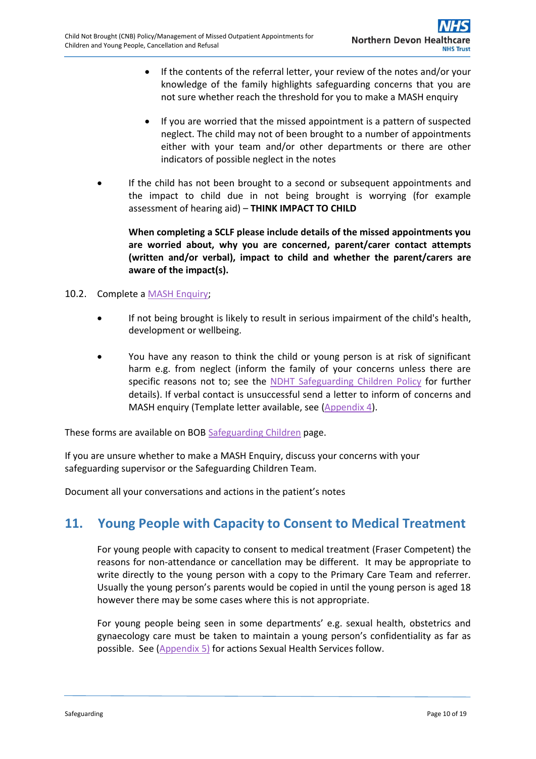- If the contents of the referral letter, your review of the notes and/or your knowledge of the family highlights safeguarding concerns that you are not sure whether reach the threshold for you to make a MASH enquiry

  - If you are worried that the missed appointment is a pattern of suspected neglect. The child may not of been brought to a number of appointments either with your team and/or other departments or there are other indicators of possible neglect in the notes

- If the child has not been brought to a second or subsequent appointments and the impact to child due in not being brought is worrying (for example assessment of hearing aid) – **THINK IMPACT TO CHILD**

  **When completing a SCLF please include details of the missed appointments you are worried about, why you are concerned, parent/carer contact attempts (written and/or verbal), impact to child and whether the parent/carers are aware of the impact(s).**

10.2. Complete a MASH Enquiry;

- If not being brought is likely to result in serious impairment of the child's health, development or wellbeing.

- You have any reason to think the child or young person is at risk of significant harm e.g. from neglect (inform the family of your concerns unless there are specific reasons not to; see the NDHT Safeguarding Children Policy for further details). If verbal contact is unsuccessful send a letter to inform of concerns and MASH enquiry (Template letter available, see (Appendix 4).

These forms are available on BOB Safeguarding Children page.

If you are unsure whether to make a MASH Enquiry, discuss your concerns with your safeguarding supervisor or the Safeguarding Children Team.

Document all your conversations and actions in the patient's notes

## 11. Young People with Capacity to Consent to Medical Treatment

For young people with capacity to consent to medical treatment (Fraser Competent) the reasons for non-attendance or cancellation may be different. It may be appropriate to write directly to the young person with a copy to the Primary Care Team and referrer. Usually the young person's parents would be copied in until the young person is aged 18 however there may be some cases where this is not appropriate.

For young people being seen in some departments' e.g. sexual health, obstetrics and gynaecology care must be taken to maintain a young person's confidentiality as far as possible. See (Appendix 5) for actions Sexual Health Services follow.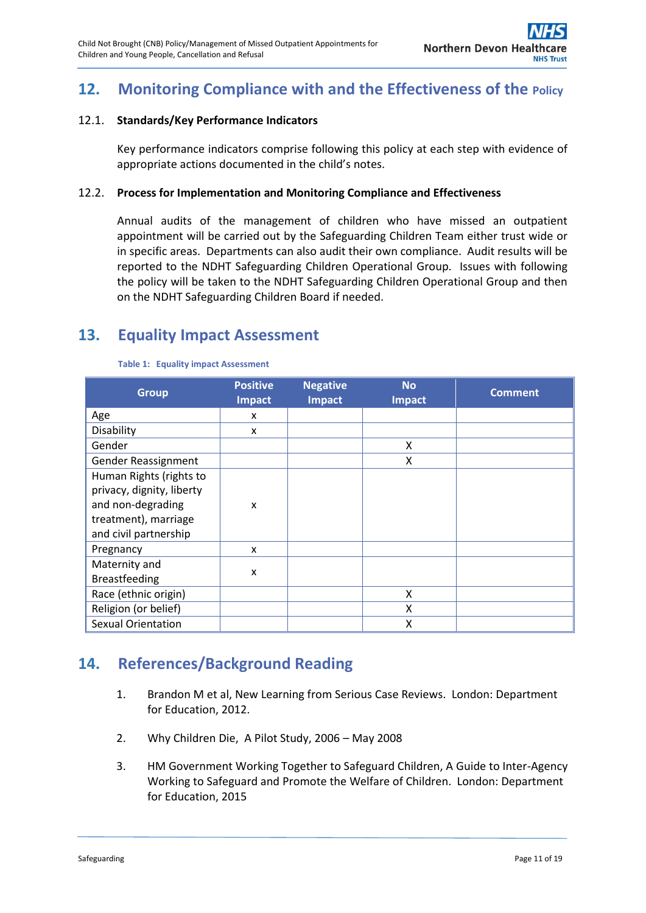## 12. Monitoring Compliance with and the Effectiveness of the Policy

### 12.1. Standards/Key Performance Indicators

Key performance indicators comprise following this policy at each step with evidence of appropriate actions documented in the child's notes.

### 12.2. Process for Implementation and Monitoring Compliance and Effectiveness

Annual audits of the management of children who have missed an outpatient appointment will be carried out by the Safeguarding Children Team either trust wide or in specific areas. Departments can also audit their own compliance. Audit results will be reported to the NDHT Safeguarding Children Operational Group. Issues with following the policy will be taken to the NDHT Safeguarding Children Operational Group and then on the NDHT Safeguarding Children Board if needed.

## 13. Equality Impact Assessment

**Table 1: Equality impact Assessment**

| Group | Positive Impact | Negative Impact | No Impact | Comment |
|---|---|---|---|---|
| Age | x | | | |
| Disability | x | | | |
| Gender | | | X | |
| Gender Reassignment | | | X | |
| Human Rights (rights to privacy, dignity, liberty and non-degrading treatment), marriage and civil partnership | x | | | |
| Pregnancy | x | | | |
| Maternity and Breastfeeding | x | | | |
| Race (ethnic origin) | | | X | |
| Religion (or belief) | | | X | |
| Sexual Orientation | | | X | |

## 14. References/Background Reading

1. Brandon M et al, New Learning from Serious Case Reviews. London: Department for Education, 2012.

2. Why Children Die, A Pilot Study, 2006 – May 2008

3. HM Government Working Together to Safeguard Children, A Guide to Inter-Agency Working to Safeguard and Promote the Welfare of Children. London: Department for Education, 2015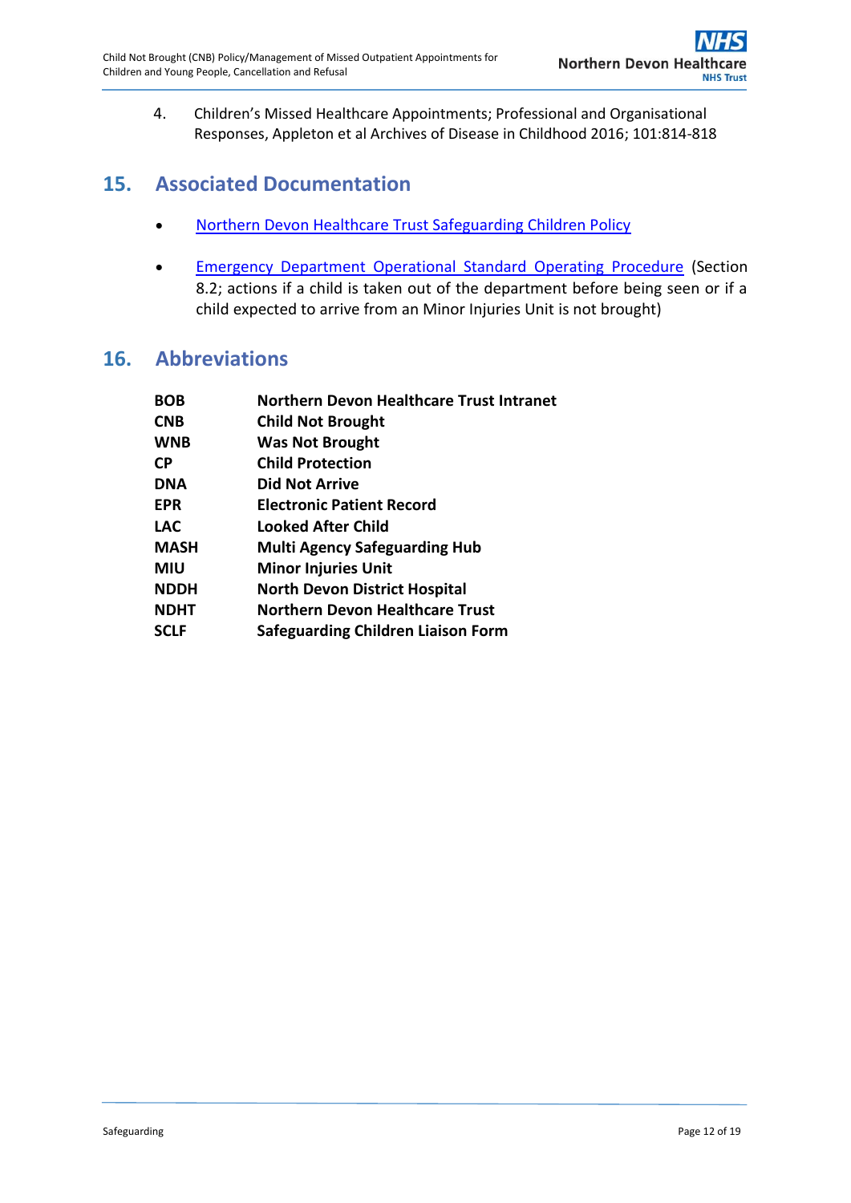4. Children's Missed Healthcare Appointments; Professional and Organisational Responses, Appleton et al Archives of Disease in Childhood 2016; 101:814-818

## 15. Associated Documentation

- Northern Devon Healthcare Trust Safeguarding Children Policy
- Emergency Department Operational Standard Operating Procedure (Section 8.2; actions if a child is taken out of the department before being seen or if a child expected to arrive from an Minor Injuries Unit is not brought)

## 16. Abbreviations

| | |
|---|---|
| **BOB** | **Northern Devon Healthcare Trust Intranet** |
| **CNB** | **Child Not Brought** |
| **WNB** | **Was Not Brought** |
| **CP** | **Child Protection** |
| **DNA** | **Did Not Arrive** |
| **EPR** | **Electronic Patient Record** |
| **LAC** | **Looked After Child** |
| **MASH** | **Multi Agency Safeguarding Hub** |
| **MIU** | **Minor Injuries Unit** |
| **NDDH** | **North Devon District Hospital** |
| **NDHT** | **Northern Devon Healthcare Trust** |
| **SCLF** | **Safeguarding Children Liaison Form** |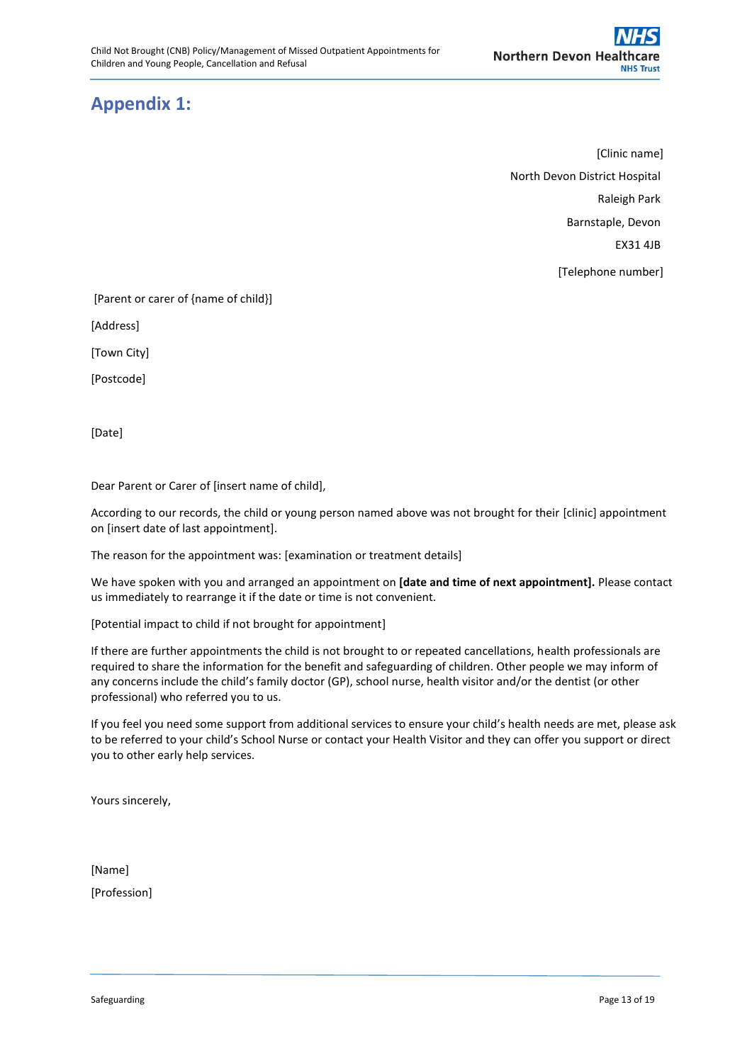# Appendix 1:

[Clinic name]
North Devon District Hospital
Raleigh Park
Barnstaple, Devon
EX31 4JB
[Telephone number]

[Parent or carer of {name of child}]
[Address]
[Town City]
[Postcode]

[Date]

Dear Parent or Carer of [insert name of child],

According to our records, the child or young person named above was not brought for their [clinic] appointment on [insert date of last appointment].

The reason for the appointment was: [examination or treatment details]

We have spoken with you and arranged an appointment on **[date and time of next appointment].** Please contact us immediately to rearrange it if the date or time is not convenient.

[Potential impact to child if not brought for appointment]

If there are further appointments the child is not brought to or repeated cancellations, health professionals are required to share the information for the benefit and safeguarding of children. Other people we may inform of any concerns include the child's family doctor (GP), school nurse, health visitor and/or the dentist (or other professional) who referred you to us.

If you feel you need some support from additional services to ensure your child's health needs are met, please ask to be referred to your child's School Nurse or contact your Health Visitor and they can offer you support or direct you to other early help services.

Yours sincerely,

[Name]
[Profession]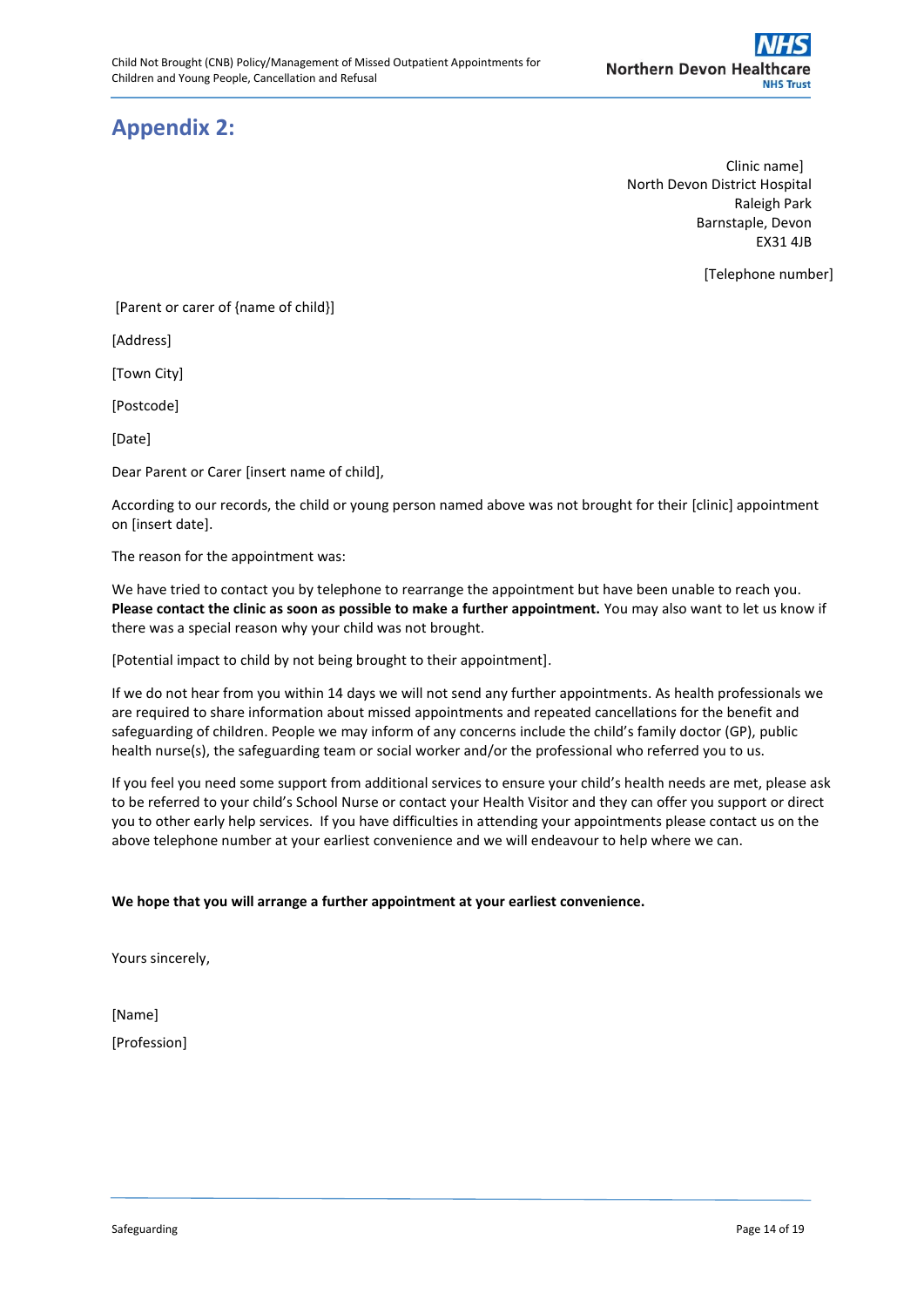## Appendix 2:

Clinic name]
North Devon District Hospital
Raleigh Park
Barnstaple, Devon
EX31 4JB

[Telephone number]

[Parent or carer of {name of child}]

[Address]

[Town City]

[Postcode]

[Date]

Dear Parent or Carer [insert name of child],

According to our records, the child or young person named above was not brought for their [clinic] appointment on [insert date].

The reason for the appointment was:

We have tried to contact you by telephone to rearrange the appointment but have been unable to reach you. **Please contact the clinic as soon as possible to make a further appointment.** You may also want to let us know if there was a special reason why your child was not brought.

[Potential impact to child by not being brought to their appointment].

If we do not hear from you within 14 days we will not send any further appointments. As health professionals we are required to share information about missed appointments and repeated cancellations for the benefit and safeguarding of children. People we may inform of any concerns include the child's family doctor (GP), public health nurse(s), the safeguarding team or social worker and/or the professional who referred you to us.

If you feel you need some support from additional services to ensure your child's health needs are met, please ask to be referred to your child's School Nurse or contact your Health Visitor and they can offer you support or direct you to other early help services. If you have difficulties in attending your appointments please contact us on the above telephone number at your earliest convenience and we will endeavour to help where we can.

**We hope that you will arrange a further appointment at your earliest convenience.**

Yours sincerely,

[Name]

[Profession]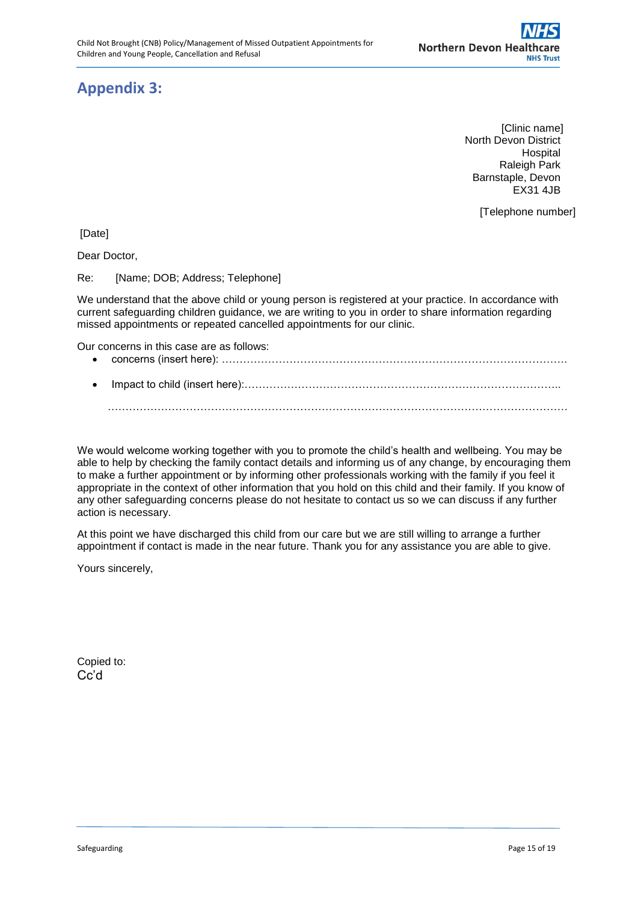# Appendix 3:

[Clinic name]
North Devon District
Hospital
Raleigh Park
Barnstaple, Devon
EX31 4JB

[Telephone number]

[Date]

Dear Doctor,

Re: [Name; DOB; Address; Telephone]

We understand that the above child or young person is registered at your practice. In accordance with current safeguarding children guidance, we are writing to you in order to share information regarding missed appointments or repeated cancelled appointments for our clinic.

Our concerns in this case are as follows:

- concerns (insert here): ……………………………………………………………………………………
- Impact to child (insert here):……………………………………………………………………………..

  ……………………………………………………………………………………………………………………

We would welcome working together with you to promote the child's health and wellbeing. You may be able to help by checking the family contact details and informing us of any change, by encouraging them to make a further appointment or by informing other professionals working with the family if you feel it appropriate in the context of other information that you hold on this child and their family. If you know of any other safeguarding concerns please do not hesitate to contact us so we can discuss if any further action is necessary.

At this point we have discharged this child from our care but we are still willing to arrange a further appointment if contact is made in the near future. Thank you for any assistance you are able to give.

Yours sincerely,

Copied to:
Cc'd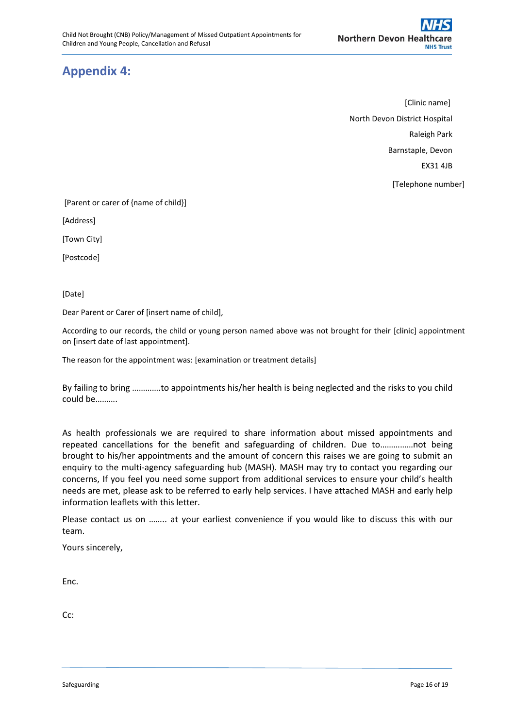## Appendix 4:

[Clinic name]
North Devon District Hospital
Raleigh Park
Barnstaple, Devon
EX31 4JB

[Telephone number]

[Parent or carer of {name of child}]

[Address]

[Town City]

[Postcode]

[Date]

Dear Parent or Carer of [insert name of child],

According to our records, the child or young person named above was not brought for their [clinic] appointment on [insert date of last appointment].

The reason for the appointment was: [examination or treatment details]

By failing to bring ………….to appointments his/her health is being neglected and the risks to you child could be……….

As health professionals we are required to share information about missed appointments and repeated cancellations for the benefit and safeguarding of children. Due to……………not being brought to his/her appointments and the amount of concern this raises we are going to submit an enquiry to the multi-agency safeguarding hub (MASH). MASH may try to contact you regarding our concerns, If you feel you need some support from additional services to ensure your child's health needs are met, please ask to be referred to early help services. I have attached MASH and early help information leaflets with this letter.

Please contact us on …….. at your earliest convenience if you would like to discuss this with our team.

Yours sincerely,

Enc.

Cc: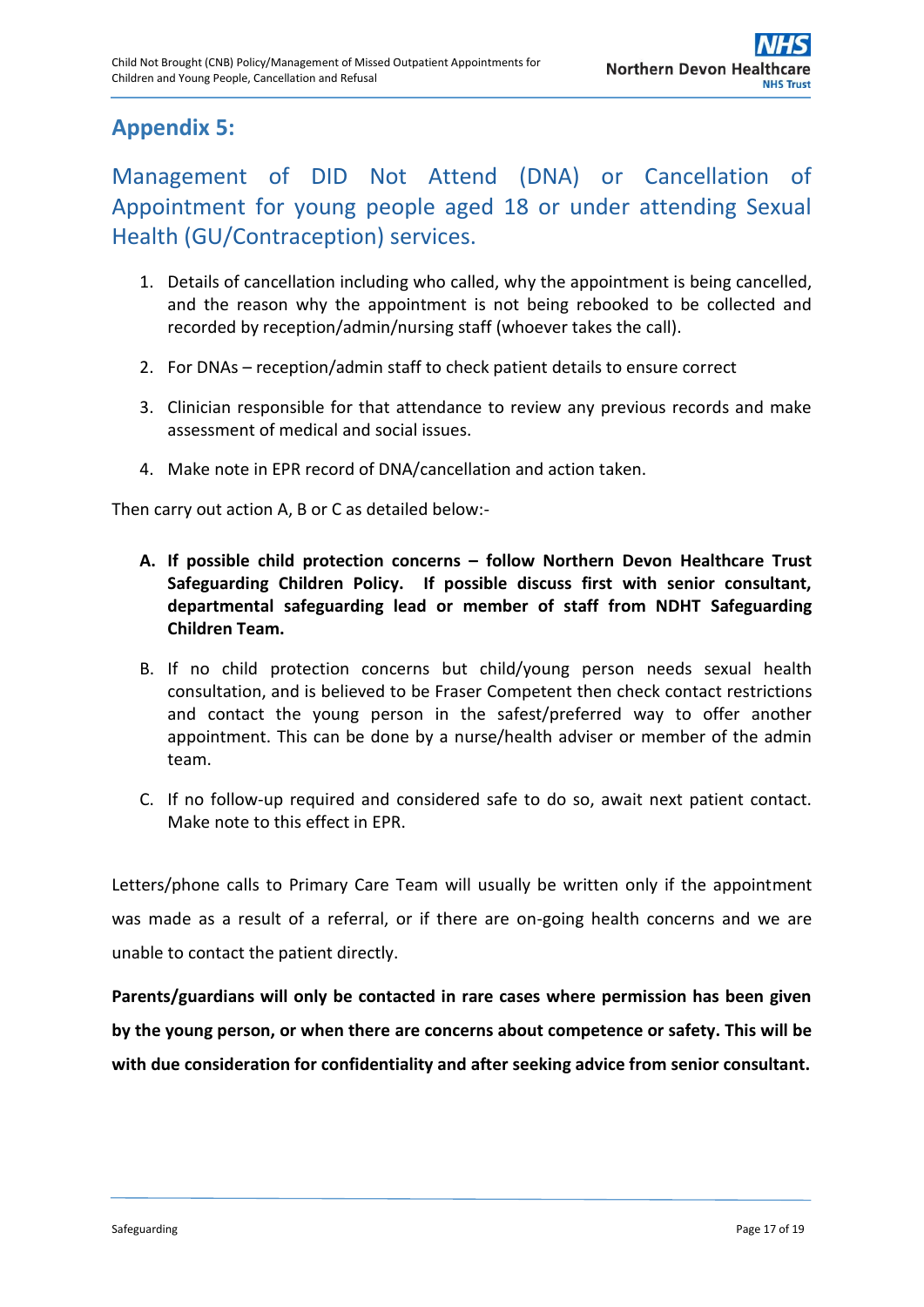## Appendix 5:

### Management of DID Not Attend (DNA) or Cancellation of Appointment for young people aged 18 or under attending Sexual Health (GU/Contraception) services.

1. Details of cancellation including who called, why the appointment is being cancelled, and the reason why the appointment is not being rebooked to be collected and recorded by reception/admin/nursing staff (whoever takes the call).
2. For DNAs – reception/admin staff to check patient details to ensure correct
3. Clinician responsible for that attendance to review any previous records and make assessment of medical and social issues.
4. Make note in EPR record of DNA/cancellation and action taken.

Then carry out action A, B or C as detailed below:-

A. **If possible child protection concerns – follow Northern Devon Healthcare Trust Safeguarding Children Policy. If possible discuss first with senior consultant, departmental safeguarding lead or member of staff from NDHT Safeguarding Children Team.**

B. If no child protection concerns but child/young person needs sexual health consultation, and is believed to be Fraser Competent then check contact restrictions and contact the young person in the safest/preferred way to offer another appointment. This can be done by a nurse/health adviser or member of the admin team.

C. If no follow-up required and considered safe to do so, await next patient contact. Make note to this effect in EPR.

Letters/phone calls to Primary Care Team will usually be written only if the appointment was made as a result of a referral, or if there are on-going health concerns and we are unable to contact the patient directly.

**Parents/guardians will only be contacted in rare cases where permission has been given by the young person, or when there are concerns about competence or safety. This will be with due consideration for confidentiality and after seeking advice from senior consultant.**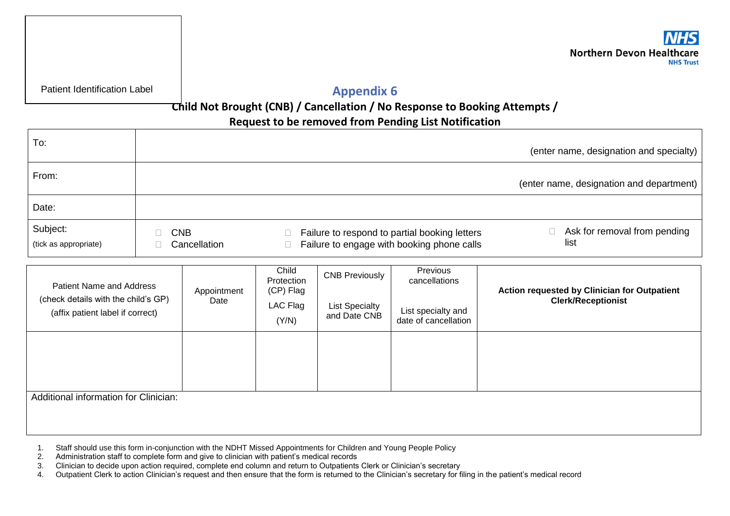Patient Identification Label

Northern Devon Healthcare NHS Trust

## Appendix 6

### Child Not Brought (CNB) / Cancellation / No Response to Booking Attempts / Request to be removed from Pending List Notification

| | |
|---|---|
| To: | (enter name, designation and specialty) |
| From: | (enter name, designation and department) |
| Date: | |
| Subject: (tick as appropriate) | ☐ CNB ☐ Cancellation ☐ Failure to respond to partial booking letters ☐ Failure to engage with booking phone calls ☐ Ask for removal from pending list |

| Patient Name and Address (check details with the child's GP) (affix patient label if correct) | Appointment Date | Child Protection (CP) Flag LAC Flag (Y/N) | CNB Previously List Specialty and Date CNB | Previous cancellations List specialty and date of cancellation | **Action requested by Clinician for Outpatient Clerk/Receptionist** |
|---|---|---|---|---|---|
| | | | | | |
| Additional information for Clinician: | | | | | |

1. Staff should use this form in-conjunction with the NDHT Missed Appointments for Children and Young People Policy
2. Administration staff to complete form and give to clinician with patient's medical records
3. Clinician to decide upon action required, complete end column and return to Outpatients Clerk or Clinician's secretary
4. Outpatient Clerk to action Clinician's request and then ensure that the form is returned to the Clinician's secretary for filing in the patient's medical record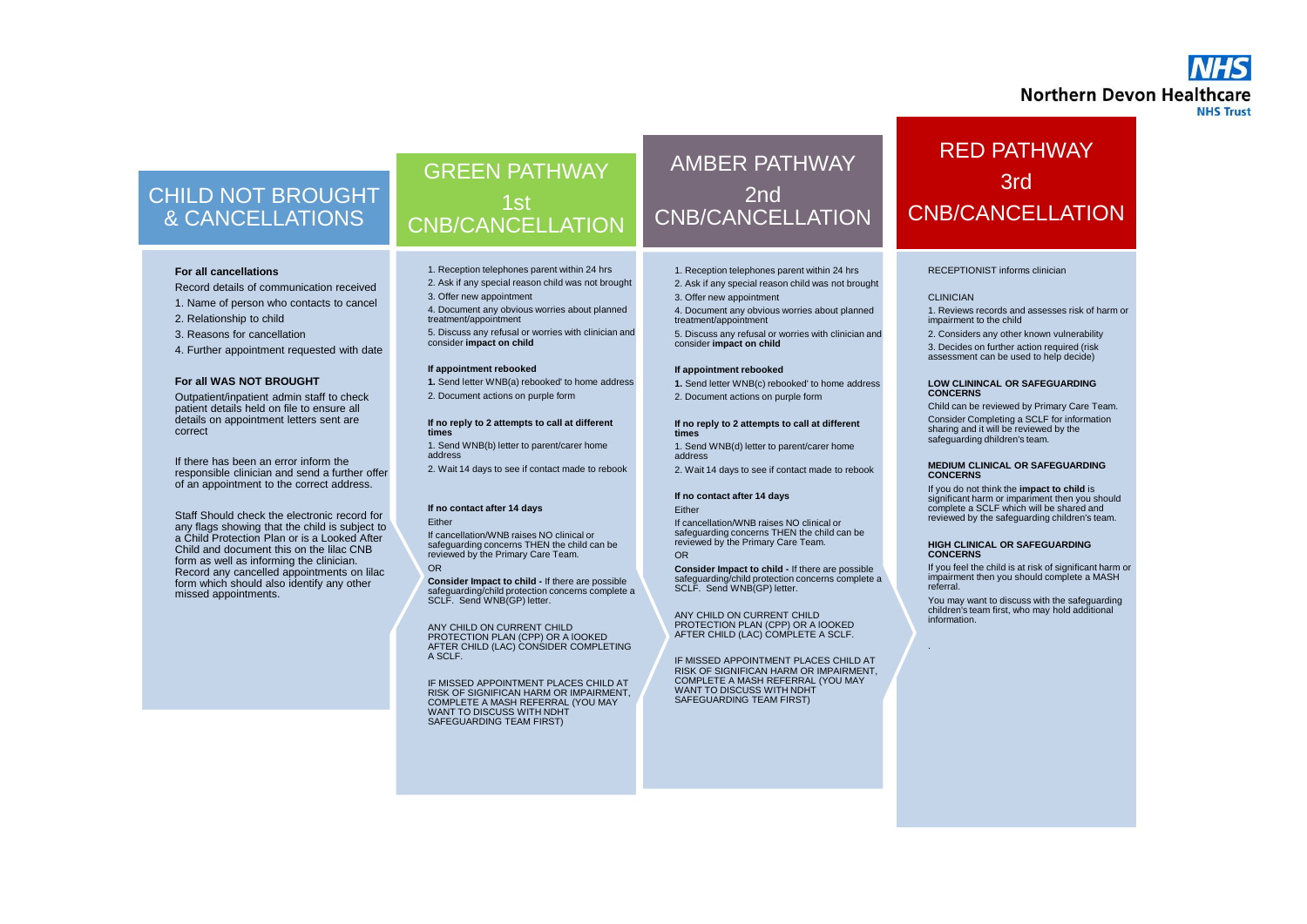**NHS**
**Northern Devon Healthcare**
**NHS Trust**

## CHILD NOT BROUGHT & CANCELLATIONS

**For all cancellations**

Record details of communication received

1. Name of person who contacts to cancel
2. Relationship to child
3. Reasons for cancellation
4. Further appointment requested with date

**For all WAS NOT BROUGHT**

Outpatient/inpatient admin staff to check patient details held on file to ensure all details on appointment letters sent are correct

If there has been an error inform the responsible clinician and send a further offer of an appointment to the correct address.

Staff Should check the electronic record for any flags showing that the child is subject to a Child Protection Plan or is a Looked After Child and document this on the lilac CNB form as well as informing the clinician. Record any cancelled appointments on lilac form which should also identify any other missed appointments.

## GREEN PATHWAY 1st CNB/CANCELLATION

1. Reception telephones parent within 24 hrs
2. Ask if any special reason child was not brought
3. Offer new appointment
4. Document any obvious worries about planned treatment/appointment
5. Discuss any refusal or worries with clinician and consider **impact on child**

**If appointment rebooked**

**1.** Send letter WNB(a) rebooked' to home address
2. Document actions on purple form

**If no reply to 2 attempts to call at different times**

1. Send WNB(b) letter to parent/carer home address
2. Wait 14 days to see if contact made to rebook

**If no contact after 14 days**

Either

If cancellation/WNB raises NO clinical or safeguarding concerns THEN the child can be reviewed by the Primary Care Team.

OR

**Consider Impact to child -** If there are possible safeguarding/child protection concerns complete a SCLF. Send WNB(GP) letter.

ANY CHILD ON CURRENT CHILD PROTECTION PLAN (CPP) OR A lOOKED AFTER CHILD (LAC) CONSIDER COMPLETING A SCLF.

IF MISSED APPOINTMENT PLACES CHILD AT RISK OF SIGNIFICAN HARM OR IMPAIRMENT, COMPLETE A MASH REFERRAL (YOU MAY WANT TO DISCUSS WITH NDHT SAFEGUARDING TEAM FIRST)

## AMBER PATHWAY 2nd CNB/CANCELLATION

1. Reception telephones parent within 24 hrs
2. Ask if any special reason child was not brought
3. Offer new appointment
4. Document any obvious worries about planned treatment/appointment
5. Discuss any refusal or worries with clinician and consider **impact on child**

**If appointment rebooked**

**1.** Send letter WNB(c) rebooked' to home address
2. Document actions on purple form

**If no reply to 2 attempts to call at different times**

1. Send WNB(d) letter to parent/carer home address
2. Wait 14 days to see if contact made to rebook

**If no contact after 14 days**

Either

If cancellation/WNB raises NO clinical or safeguarding concerns THEN the child can be reviewed by the Primary Care Team.

OR

**Consider Impact to child -** If there are possible safeguarding/child protection concerns complete a SCLF. Send WNB(GP) letter.

ANY CHILD ON CURRENT CHILD PROTECTION PLAN (CPP) OR A lOOKED AFTER CHILD (LAC) COMPLETE A SCLF.

IF MISSED APPOINTMENT PLACES CHILD AT RISK OF SIGNIFICAN HARM OR IMPAIRMENT, COMPLETE A MASH REFERRAL (YOU MAY WANT TO DISCUSS WITH NDHT SAFEGUARDING TEAM FIRST)

## RED PATHWAY 3rd CNB/CANCELLATION

RECEPTIONIST informs clinician

CLINICIAN

1. Reviews records and assesses risk of harm or impairment to the child
2. Considers any other known vulnerability
3. Decides on further action required (risk assessment can be used to help decide)

**LOW CLININCAL OR SAFEGUARDING CONCERNS**

Child can be reviewed by Primary Care Team.

Consider Completing a SCLF for information sharing and it will be reviewed by the safeguarding dhildren's team.

**MEDIUM CLINICAL OR SAFEGUARDING CONCERNS**

If you do not think the **impact to child** is significant harm or impariment then you should complete a SCLF which will be shared and reviewed by the safeguarding children's team.

**HIGH CLINICAL OR SAFEGUARDING CONCERNS**

If you feel the child is at risk of significant harm or impairment then you should complete a MASH referral.

You may want to discuss with the safeguarding children's team first, who may hold additional information.